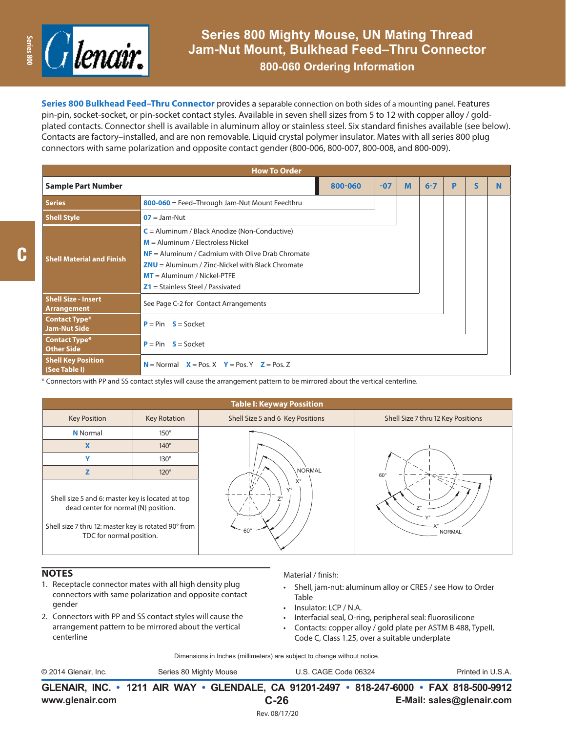# Series 800 Mighty Mouse, UN Mating Thread Jam-Nut Mount, Bulkhead Feed–Thru Connector

## 800-060 Ordering Information

**Series 800 Bulkhead Feed–Thru Connector** provides a separable connection on both sides of a mounting panel. Features pin-pin, socket-socket, or pin-socket contact styles. Available in seven shell sizes from 5 to 12 with copper alloy / gold-plated contacts. Connector shell is available in aluminum alloy or stainless steel. Six standard finishes available (see below). Contacts are factory–installed, and are non removable. Liquid crystal polymer insulator. Mates with all series 800 plug connectors with same polarization and opposite contact gender (800-006, 800-007, 800-008, and 800-009).

### How To Order

| Sample Part Number | | 800-060 | -07 | M | 6-7 | P | S | N |
|---|---|---|---|---|---|---|---|---|
| **Series** | 800-060 = Feed–Through Jam-Nut Mount Feedthru | | | | | | | |
| **Shell Style** | 07 = Jam-Nut | | | | | | | |
| **Shell Material and Finish** | C = Aluminum / Black Anodize (Non-Conductive)<br>M = Aluminum / Electroless Nickel<br>NF = Aluminum / Cadmium with Olive Drab Chromate<br>ZNU = Aluminum / Zinc-Nickel with Black Chromate<br>MT = Aluminum / Nickel-PTFE<br>Z1 = Stainless Steel / Passivated | | | | | | | |
| **Shell Size - Insert Arrangement** | See Page C-2 for Contact Arrangements | | | | | | | |
| **Contact Type* Jam-Nut Side** | P = Pin  S = Socket | | | | | | | |
| **Contact Type* Other Side** | P = Pin  S = Socket | | | | | | | |
| **Shell Key Position (See Table I)** | N = Normal  X = Pos. X  Y = Pos. Y  Z = Pos. Z | | | | | | | |

* Connectors with PP and SS contact styles will cause the arrangement pattern to be mirrored about the vertical centerline.

### Table I: Keyway Possition

| Key Position | Key Rotation |
|---|---|
| N Normal | 150° |
| X | 140° |
| Y | 130° |
| Z | 120° |

Shell size 5 and 6: master key is located at top dead center for normal (N) position.

Shell size 7 thru 12: master key is rotated 90° from TDC for normal position.

Shell Size 5 and 6 Key Positions — Shell Size 7 thru 12 Key Positions

## NOTES

1. Receptacle connector mates with all high density plug connectors with same polarization and opposite contact gender
2. Connectors with PP and SS contact styles will cause the arrangement pattern to be mirrored about the vertical centerline

Material / finish:

- Shell, jam-nut: aluminum alloy or CRES / see How to Order Table
- Insulator: LCP / N.A.
- Interfacial seal, O-ring, peripheral seal: fluorosilicone
- Contacts: copper alloy / gold plate per ASTM B 488, TypeII, Code C, Class 1.25, over a suitable underplate

Dimensions in Inches (millimeters) are subject to change without notice.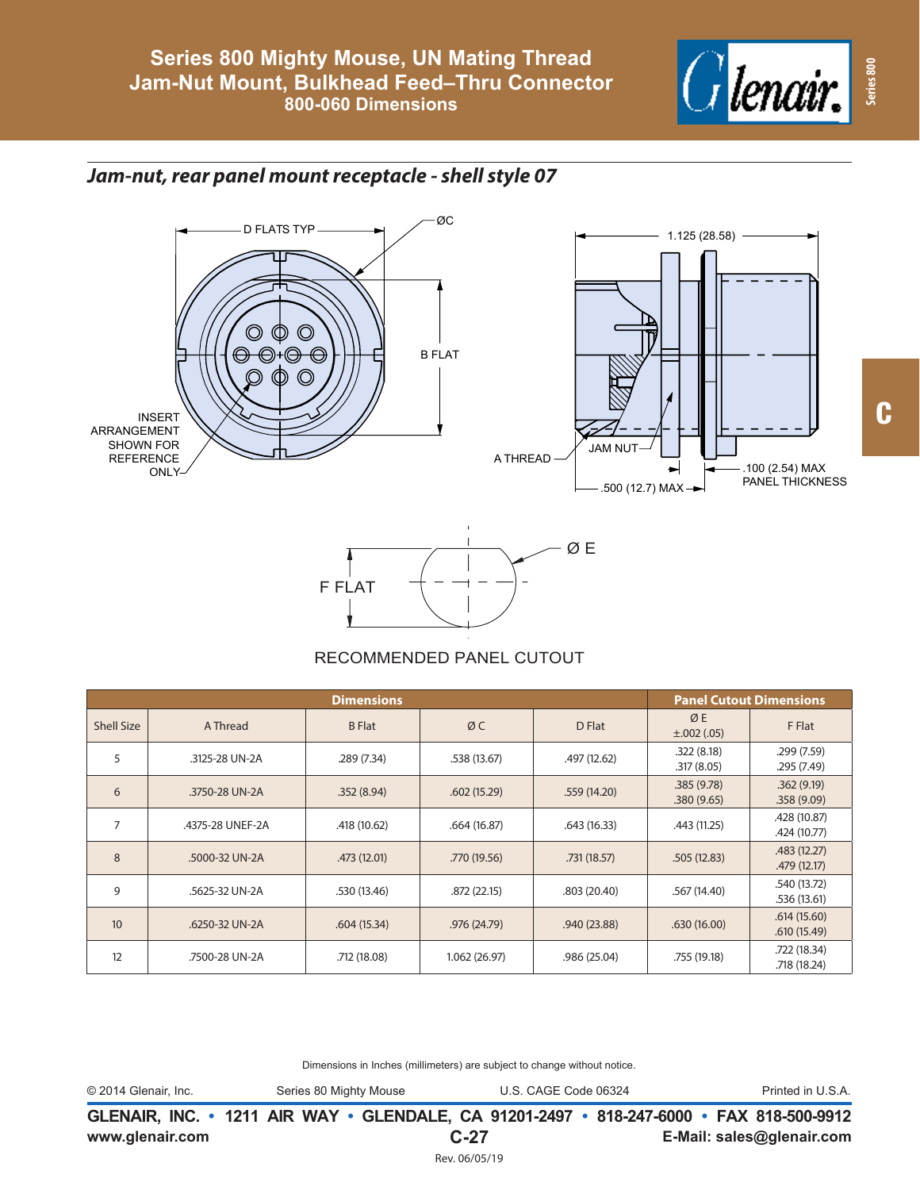# Series 800 Mighty Mouse, UN Mating Thread Jam-Nut Mount, Bulkhead Feed–Thru Connector
## 800-060 Dimensions

### *Jam-nut, rear panel mount receptacle - shell style 07*

D FLATS TYP

ØC

B FLAT

INSERT ARRANGEMENT SHOWN FOR REFERENCE ONLY

1.125 (28.58)

A THREAD

JAM NUT

.100 (2.54) MAX PANEL THICKNESS

.500 (12.7) MAX

Ø E

F FLAT

RECOMMENDED PANEL CUTOUT

| Dimensions | | | | | Panel Cutout Dimensions | |
|---|---|---|---|---|---|---|
| Shell Size | A Thread | B Flat | Ø C | D Flat | Ø E ±.002 (.05) | F Flat |
| 5 | .3125-28 UN-2A | .289 (7.34) | .538 (13.67) | .497 (12.62) | .322 (8.18) .317 (8.05) | .299 (7.59) .295 (7.49) |
| 6 | .3750-28 UN-2A | .352 (8.94) | .602 (15.29) | .559 (14.20) | .385 (9.78) .380 (9.65) | .362 (9.19) .358 (9.09) |
| 7 | .4375-28 UNEF-2A | .418 (10.62) | .664 (16.87) | .643 (16.33) | .443 (11.25) | .428 (10.87) .424 (10.77) |
| 8 | .5000-32 UN-2A | .473 (12.01) | .770 (19.56) | .731 (18.57) | .505 (12.83) | .483 (12.27) .479 (12.17) |
| 9 | .5625-32 UN-2A | .530 (13.46) | .872 (22.15) | .803 (20.40) | .567 (14.40) | .540 (13.72) .536 (13.61) |
| 10 | .6250-32 UN-2A | .604 (15.34) | .976 (24.79) | .940 (23.88) | .630 (16.00) | .614 (15.60) .610 (15.49) |
| 12 | .7500-28 UN-2A | .712 (18.08) | 1.062 (26.97) | .986 (25.04) | .755 (19.18) | .722 (18.34) .718 (18.24) |

Dimensions in Inches (millimeters) are subject to change without notice.